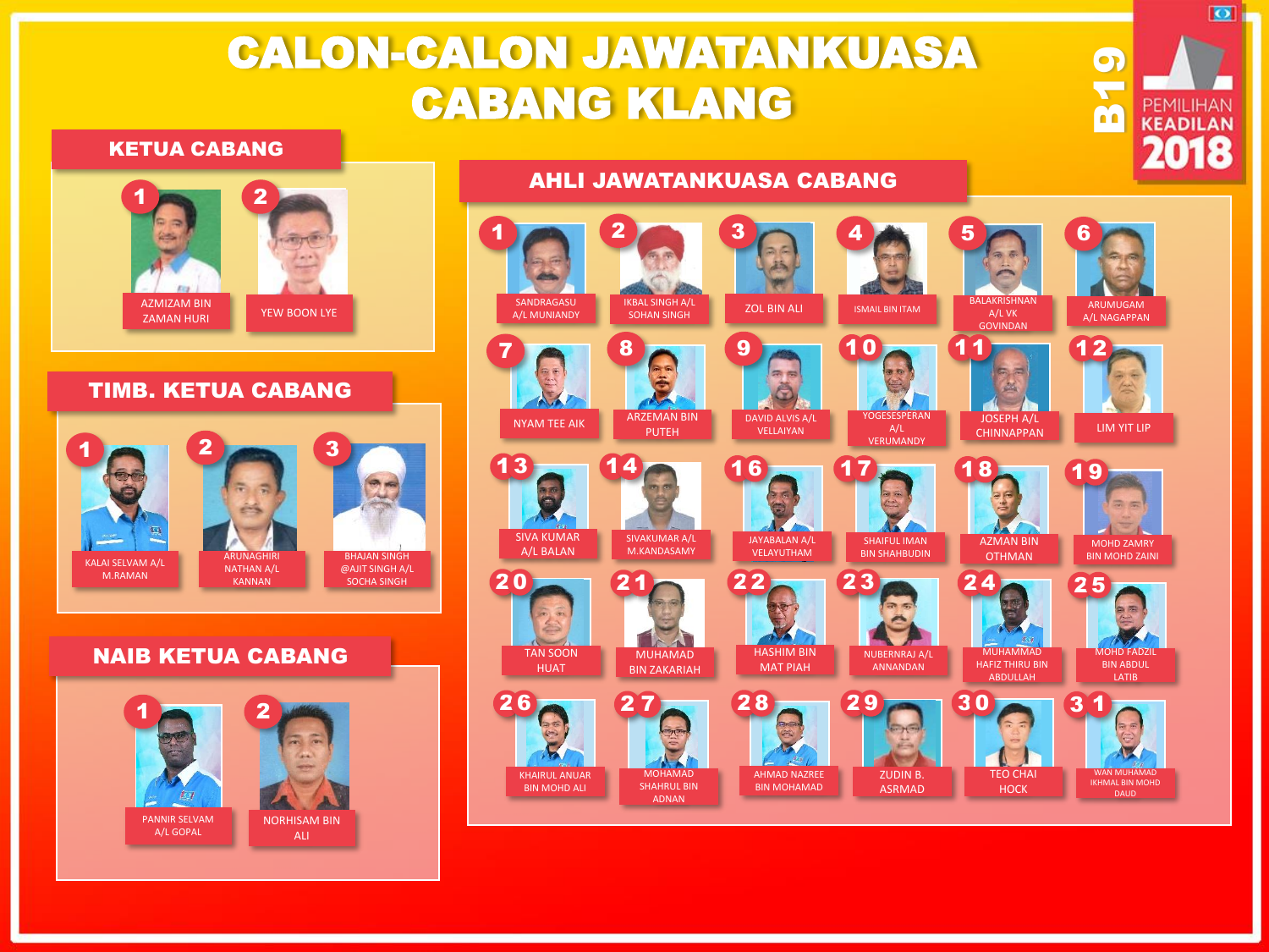# CALON-CALON JAWATANKUASA CABANG KLANG

B19 PEMILIHAN KEADILAN 2018

## KETUA CABANG

1. AZMIZAM BIN ZAMAN HURI
2. YEW BOON LYE

## TIMB. KETUA CABANG

1. KALAI SELVAM A/L M.RAMAN
2. ARUNAGHIRI NATHAN A/L KANNAN
3. BHAJAN SINGH @AJIT SINGH A/L SOCHA SINGH

## NAIB KETUA CABANG

1. PANNIR SELVAM A/L GOPAL
2. NORHISAM BIN ALI

## AHLI JAWATANKUASA CABANG

1. SANDRAGASU A/L MUNIANDY
2. IKBAL SINGH A/L SOHAN SINGH
3. ZOL BIN ALI
4. ISMAIL BIN ITAM
5. BALAKRISHNAN A/L VK GOVINDAN
6. ARUMUGAM A/L NAGAPPAN
7. NYAM TEE AIK
8. ARZEMAN BIN PUTEH
9. DAVID ALVIS A/L VELLAIYAN
10. YOGESESPERAN A/L VERUMANDY
11. JOSEPH A/L CHINNAPPAN
12. LIM YIT LIP
13. SIVA KUMAR A/L BALAN
14. SIVAKUMAR A/L M.KANDASAMY
16. JAYABALAN A/L VELAYUTHAM
17. SHAIFUL IMAN BIN SHAHBUDIN
18. AZMAN BIN OTHMAN
19. MOHD ZAMRY BIN MOHD ZAINI
20. TAN SOON HUAT
21. MUHAMAD BIN ZAKARIAH
22. HASHIM BIN MAT PIAH
23. NUBERNRAJ A/L ANNANDAN
24. MUHAMMAD HAFIZ THIRU BIN ABDULLAH
25. MOHD FADZIL BIN ABDUL LATIB
26. KHAIRUL ANUAR BIN MOHD ALI
27. MOHAMAD SHAHRUL BIN ADNAN
28. AHMAD NAZREE BIN MOHAMAD
29. ZUDIN B. ASRMAD
30. TEO CHAI HOCK
31. WAN MUHAMAD IKHMAL BIN MOHD DAUD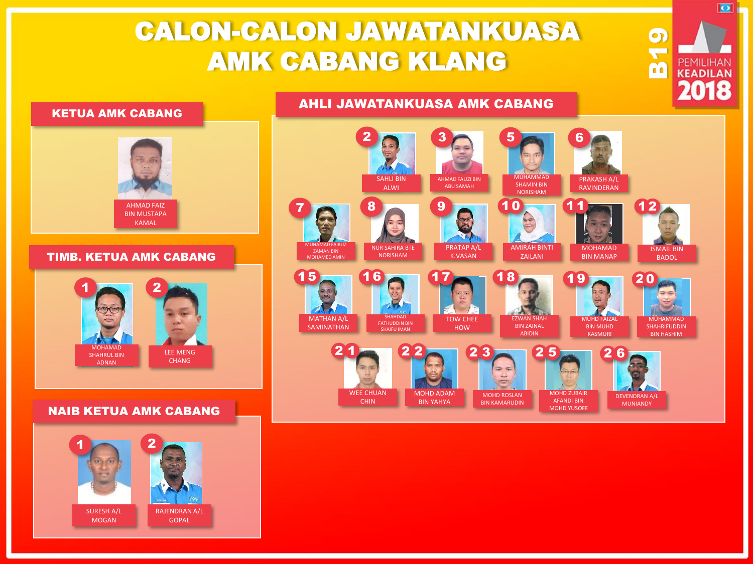# CALON-CALON JAWATANKUASA AMK CABANG KLANG

B19 PEMILIHAN KEADILAN 2018

## KETUA AMK CABANG

AHMAD FAIZ BIN MUSTAPA KAMAL

## TIMB. KETUA AMK CABANG

1. MOHAMAD SHAHRUL BIN ADNAN
2. LEE MENG CHANG

## NAIB KETUA AMK CABANG

1. SURESH A/L MOGAN
2. RAJENDRAN A/L GOPAL

## AHLI JAWATANKUASA AMK CABANG

2. SAHLI BIN ALWI
3. AHMAD FAUZI BIN ABU SAMAH
5. MUHAMMAD SHAMIN BIN NORISHAM
6. PRAKASH A/L RAVINDERAN
7. MUHAMAD FAIRUZ ZAMAN BIN MOHAMED AMIN
8. NUR SAHIRA BTE NORISHAM
9. PRATAP A/L K.VASAN
10. AMIRAH BINTI ZAILANI
11. MOHAMAD BIN MANAP
12. ISMAIL BIN BADOL
15. MATHAN A/L SAMINATHAN
16. SHAHDAD FATHUDDIN BIN SHAIFU IMAN
17. TOW CHEE HOW
18. EZWAN SHAH BIN ZAINAL ABIDIN
19. MUHD FAIZAL BIN MUHD KASMURI
20. MUHAMMAD SHAHRIFUDDIN BIN HASHIM
21. WEE CHUAN CHIN
22. MOHD ADAM BIN YAHYA
23. MOHD ROSLAN BIN KAMARUDIN
25. MOHD ZUBAIR AFANDI BIN MOHD YUSOFF
26. DEVENDRAN A/L MUNIANDY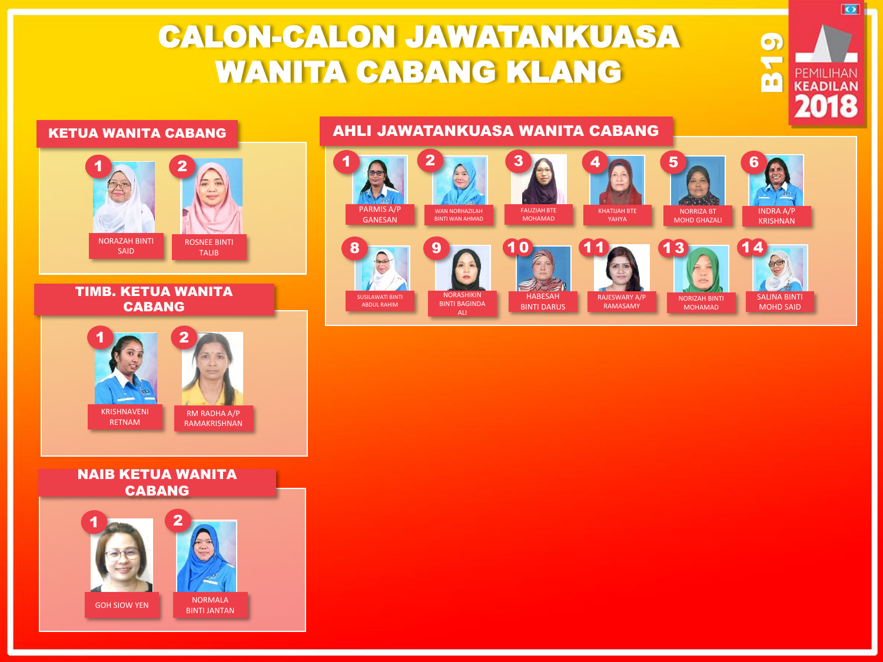# CALON-CALON JAWATANKUASA WANITA CABANG KLANG

B19 PEMILIHAN KEADILAN 2018

## KETUA WANITA CABANG

1. NORAZAH BINTI SAID
2. ROSNEE BINTI TALIB

## TIMB. KETUA WANITA CABANG

1. KRISHNAVENI RETNAM
2. RM RADHA A/P RAMAKRISHNAN

## NAIB KETUA WANITA CABANG

1. GOH SIOW YEN
2. NORMALA BINTI JANTAN

## AHLI JAWATANKUASA WANITA CABANG

1. PARMIS A/P GANESAN
2. WAN NORHAZILAH BINTI WAN AHMAD
3. FAUZIAH BTE MOHAMAD
4. KHATIJAH BTE YAHYA
5. NORRIZA BT MOHD GHAZALI
6. INDRA A/P KRISHNAN
8. SUSILAWATI BINTI ABDUL RAHIM
9. NORASHIKIN BINTI BAGINDA ALI
10. HABESAH BINTI DARUS
11. RAJESWARY A/P RAMASAMY
13. NORIZAH BINTI MOHAMAD
14. SALINA BINTI MOHD SAID